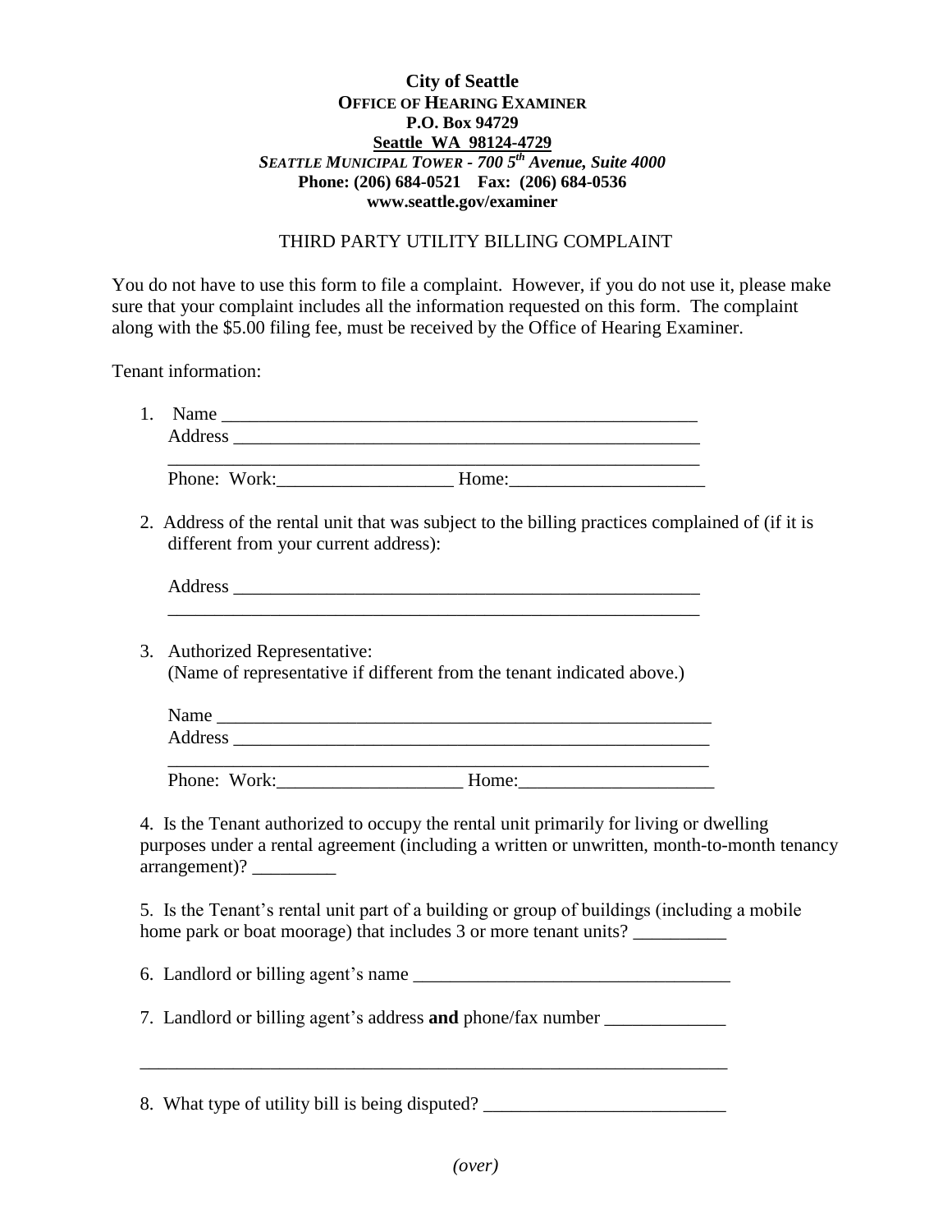**City of Seattle**
**OFFICE OF HEARING EXAMINER**
**P.O. Box 94729**
**Seattle WA 98124-4729**
***SEATTLE MUNICIPAL TOWER - 700 5th Avenue, Suite 4000***
**Phone: (206) 684-0521 Fax: (206) 684-0536**
**www.seattle.gov/examiner**

THIRD PARTY UTILITY BILLING COMPLAINT

You do not have to use this form to file a complaint. However, if you do not use it, please make sure that your complaint includes all the information requested on this form. The complaint along with the $5.00 filing fee, must be received by the Office of Hearing Examiner.

Tenant information:

1. Name ____________________________________________________
   Address __________________________________________________
   __________________________________________________________
   Phone: Work:__________________ Home:____________________

2. Address of the rental unit that was subject to the billing practices complained of (if it is different from your current address):

   Address __________________________________________________
   __________________________________________________________

3. Authorized Representative:
   (Name of representative if different from the tenant indicated above.)

   Name ____________________________________________________
   Address __________________________________________________
   __________________________________________________________
   Phone: Work:__________________ Home:____________________

4. Is the Tenant authorized to occupy the rental unit primarily for living or dwelling purposes under a rental agreement (including a written or unwritten, month-to-month tenancy arrangement)? _________

5. Is the Tenant's rental unit part of a building or group of buildings (including a mobile home park or boat moorage) that includes 3 or more tenant units? __________

6. Landlord or billing agent's name __________________________________

7. Landlord or billing agent's address **and** phone/fax number _____________

_______________________________________________________________

8. What type of utility bill is being disputed? __________________________

*(over)*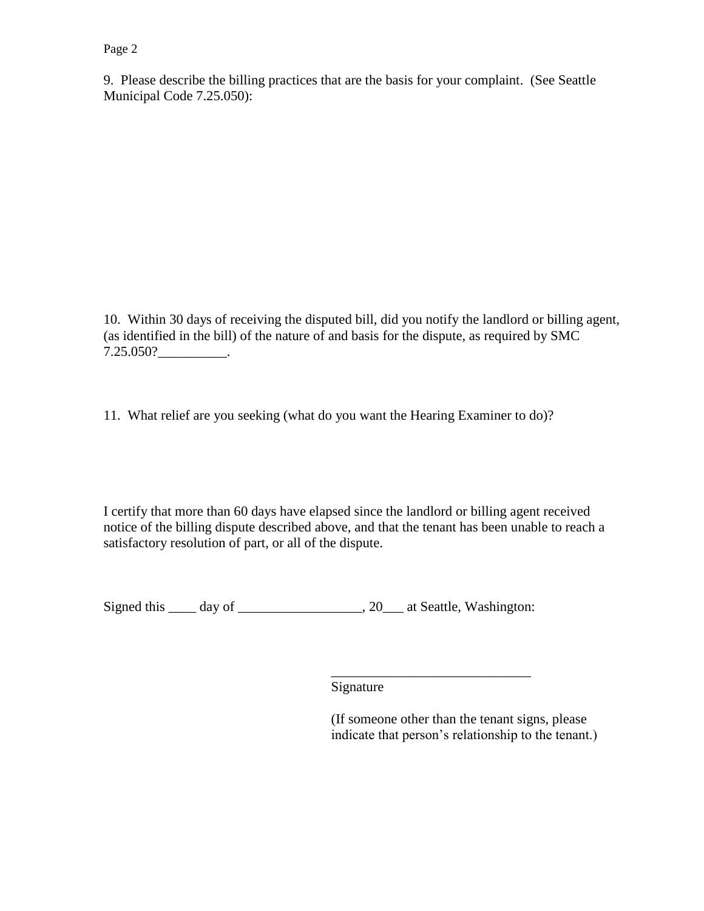9. Please describe the billing practices that are the basis for your complaint. (See Seattle Municipal Code 7.25.050):

10. Within 30 days of receiving the disputed bill, did you notify the landlord or billing agent, (as identified in the bill) of the nature of and basis for the dispute, as required by SMC 7.25.050?__________.

11. What relief are you seeking (what do you want the Hearing Examiner to do)?

I certify that more than 60 days have elapsed since the landlord or billing agent received notice of the billing dispute described above, and that the tenant has been unable to reach a satisfactory resolution of part, or all of the dispute.

Signed this ____ day of __________________, 20___ at Seattle, Washington:

_____________________________

Signature

(If someone other than the tenant signs, please indicate that person's relationship to the tenant.)